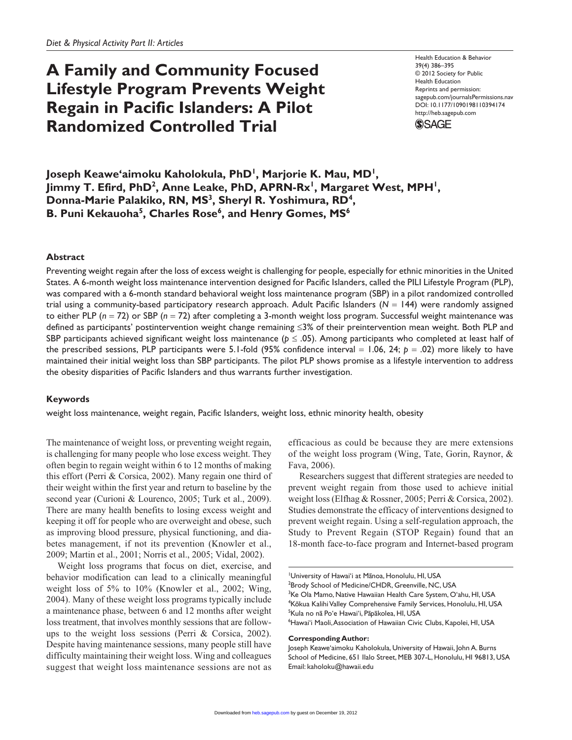# A Family and Community Focused Lifestyle Program Prevents Weight Regain in Pacific Islanders: A Pilot Randomized Controlled Trial

**Joseph Keawe'aimoku Kaholokula, PhD[1], Marjorie K. Mau, MD[1], Jimmy T. Efird, PhD[2], Anne Leake, PhD, APRN-Rx[1], Margaret West, MPH[1], Donna-Marie Palakiko, RN, MS[3], Sheryl R. Yoshimura, RD[4], B. Puni Kekauoha[5], Charles Rose[6], and Henry Gomes, MS[6]**

## Abstract

Preventing weight regain after the loss of excess weight is challenging for people, especially for ethnic minorities in the United States. A 6-month weight loss maintenance intervention designed for Pacific Islanders, called the PILI Lifestyle Program (PLP), was compared with a 6-month standard behavioral weight loss maintenance program (SBP) in a pilot randomized controlled trial using a community-based participatory research approach. Adult Pacific Islanders ($N = 144$) were randomly assigned to either PLP ($n = 72$) or SBP ($n = 72$) after completing a 3-month weight loss program. Successful weight maintenance was defined as participants' postintervention weight change remaining ≤3% of their preintervention mean weight. Both PLP and SBP participants achieved significant weight loss maintenance ($p \leq .05$). Among participants who completed at least half of the prescribed sessions, PLP participants were 5.1-fold (95% confidence interval = 1.06, 24; $p = .02$) more likely to have maintained their initial weight loss than SBP participants. The pilot PLP shows promise as a lifestyle intervention to address the obesity disparities of Pacific Islanders and thus warrants further investigation.

## Keywords

weight loss maintenance, weight regain, Pacific Islanders, weight loss, ethnic minority health, obesity

The maintenance of weight loss, or preventing weight regain, is challenging for many people who lose excess weight. They often begin to regain weight within 6 to 12 months of making this effort (Perri & Corsica, 2002). Many regain one third of their weight within the first year and return to baseline by the second year (Curioni & Lourenco, 2005; Turk et al., 2009). There are many health benefits to losing excess weight and keeping it off for people who are overweight and obese, such as improving blood pressure, physical functioning, and diabetes management, if not its prevention (Knowler et al., 2009; Martin et al., 2001; Norris et al., 2005; Vidal, 2002).

Weight loss programs that focus on diet, exercise, and behavior modification can lead to a clinically meaningful weight loss of 5% to 10% (Knowler et al., 2002; Wing, 2004). Many of these weight loss programs typically include a maintenance phase, between 6 and 12 months after weight loss treatment, that involves monthly sessions that are follow-ups to the weight loss sessions (Perri & Corsica, 2002). Despite having maintenance sessions, many people still have difficulty maintaining their weight loss. Wing and colleagues suggest that weight loss maintenance sessions are not as efficacious as could be because they are mere extensions of the weight loss program (Wing, Tate, Gorin, Raynor, & Fava, 2006).

Researchers suggest that different strategies are needed to prevent weight regain from those used to achieve initial weight loss (Elfhag & Rossner, 2005; Perri & Corsica, 2002). Studies demonstrate the efficacy of interventions designed to prevent weight regain. Using a self-regulation approach, the Study to Prevent Regain (STOP Regain) found that an 18-month face-to-face program and Internet-based program

[1]University of Hawai'i at Mānoa, Honolulu, HI, USA
[2]Brody School of Medicine/CHDR, Greenville, NC, USA
[3]Ke Ola Mamo, Native Hawaiian Health Care System, O'ahu, HI, USA
[4]Kōkua Kalihi Valley Comprehensive Family Services, Honolulu, HI, USA
[5]Kula no nā Po'e Hawai'i, Pāpākolea, HI, USA
[6]Hawai'i Maoli, Association of Hawaiian Civic Clubs, Kapolei, HI, USA

**Corresponding Author:**
Joseph Keawe'aimoku Kaholokula, University of Hawaii, John A. Burns School of Medicine, 651 Ilalo Street, MEB 307-L, Honolulu, HI 96813, USA
Email: kaholoku@hawaii.edu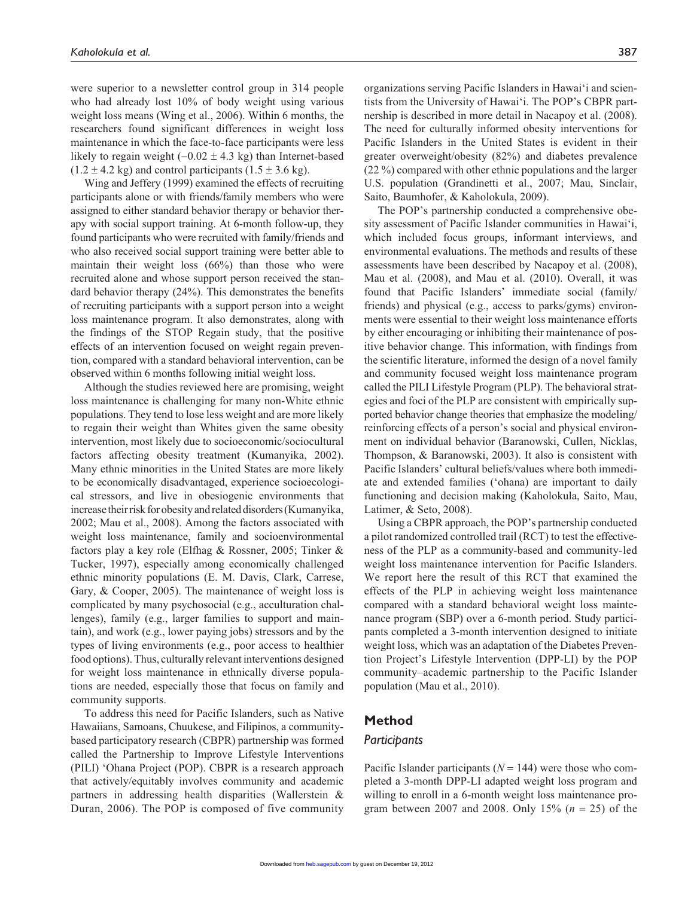were superior to a newsletter control group in 314 people who had already lost 10% of body weight using various weight loss means (Wing et al., 2006). Within 6 months, the researchers found significant differences in weight loss maintenance in which the face-to-face participants were less likely to regain weight ($-0.02 \pm 4.3$ kg) than Internet-based ($1.2 \pm 4.2$ kg) and control participants ($1.5 \pm 3.6$ kg).

Wing and Jeffery (1999) examined the effects of recruiting participants alone or with friends/family members who were assigned to either standard behavior therapy or behavior therapy with social support training. At 6-month follow-up, they found participants who were recruited with family/friends and who also received social support training were better able to maintain their weight loss (66%) than those who were recruited alone and whose support person received the standard behavior therapy (24%). This demonstrates the benefits of recruiting participants with a support person into a weight loss maintenance program. It also demonstrates, along with the findings of the STOP Regain study, that the positive effects of an intervention focused on weight regain prevention, compared with a standard behavioral intervention, can be observed within 6 months following initial weight loss.

Although the studies reviewed here are promising, weight loss maintenance is challenging for many non-White ethnic populations. They tend to lose less weight and are more likely to regain their weight than Whites given the same obesity intervention, most likely due to socioeconomic/sociocultural factors affecting obesity treatment (Kumanyika, 2002). Many ethnic minorities in the United States are more likely to be economically disadvantaged, experience socioecological stressors, and live in obesiogenic environments that increase their risk for obesity and related disorders (Kumanyika, 2002; Mau et al., 2008). Among the factors associated with weight loss maintenance, family and socioenvironmental factors play a key role (Elfhag & Rossner, 2005; Tinker & Tucker, 1997), especially among economically challenged ethnic minority populations (E. M. Davis, Clark, Carrese, Gary, & Cooper, 2005). The maintenance of weight loss is complicated by many psychosocial (e.g., acculturation challenges), family (e.g., larger families to support and maintain), and work (e.g., lower paying jobs) stressors and by the types of living environments (e.g., poor access to healthier food options). Thus, culturally relevant interventions designed for weight loss maintenance in ethnically diverse populations are needed, especially those that focus on family and community supports.

To address this need for Pacific Islanders, such as Native Hawaiians, Samoans, Chuukese, and Filipinos, a community-based participatory research (CBPR) partnership was formed called the Partnership to Improve Lifestyle Interventions (PILI) ʻOhana Project (POP). CBPR is a research approach that actively/equitably involves community and academic partners in addressing health disparities (Wallerstein & Duran, 2006). The POP is composed of five community organizations serving Pacific Islanders in Hawaiʻi and scientists from the University of Hawaiʻi. The POP's CBPR partnership is described in more detail in Nacapoy et al. (2008). The need for culturally informed obesity interventions for Pacific Islanders in the United States is evident in their greater overweight/obesity (82%) and diabetes prevalence (22 %) compared with other ethnic populations and the larger U.S. population (Grandinetti et al., 2007; Mau, Sinclair, Saito, Baumhofer, & Kaholokula, 2009).

The POP's partnership conducted a comprehensive obesity assessment of Pacific Islander communities in Hawaiʻi, which included focus groups, informant interviews, and environmental evaluations. The methods and results of these assessments have been described by Nacapoy et al. (2008), Mau et al. (2008), and Mau et al. (2010). Overall, it was found that Pacific Islanders' immediate social (family/friends) and physical (e.g., access to parks/gyms) environments were essential to their weight loss maintenance efforts by either encouraging or inhibiting their maintenance of positive behavior change. This information, with findings from the scientific literature, informed the design of a novel family and community focused weight loss maintenance program called the PILI Lifestyle Program (PLP). The behavioral strategies and foci of the PLP are consistent with empirically supported behavior change theories that emphasize the modeling/reinforcing effects of a person's social and physical environment on individual behavior (Baranowski, Cullen, Nicklas, Thompson, & Baranowski, 2003). It also is consistent with Pacific Islanders' cultural beliefs/values where both immediate and extended families (ʻohana) are important to daily functioning and decision making (Kaholokula, Saito, Mau, Latimer, & Seto, 2008).

Using a CBPR approach, the POP's partnership conducted a pilot randomized controlled trail (RCT) to test the effectiveness of the PLP as a community-based and community-led weight loss maintenance intervention for Pacific Islanders. We report here the result of this RCT that examined the effects of the PLP in achieving weight loss maintenance compared with a standard behavioral weight loss maintenance program (SBP) over a 6-month period. Study participants completed a 3-month intervention designed to initiate weight loss, which was an adaptation of the Diabetes Prevention Project's Lifestyle Intervention (DPP-LI) by the POP community–academic partnership to the Pacific Islander population (Mau et al., 2010).

## Method

### *Participants*

Pacific Islander participants ($N = 144$) were those who completed a 3-month DPP-LI adapted weight loss program and willing to enroll in a 6-month weight loss maintenance program between 2007 and 2008. Only 15% ($n = 25$) of the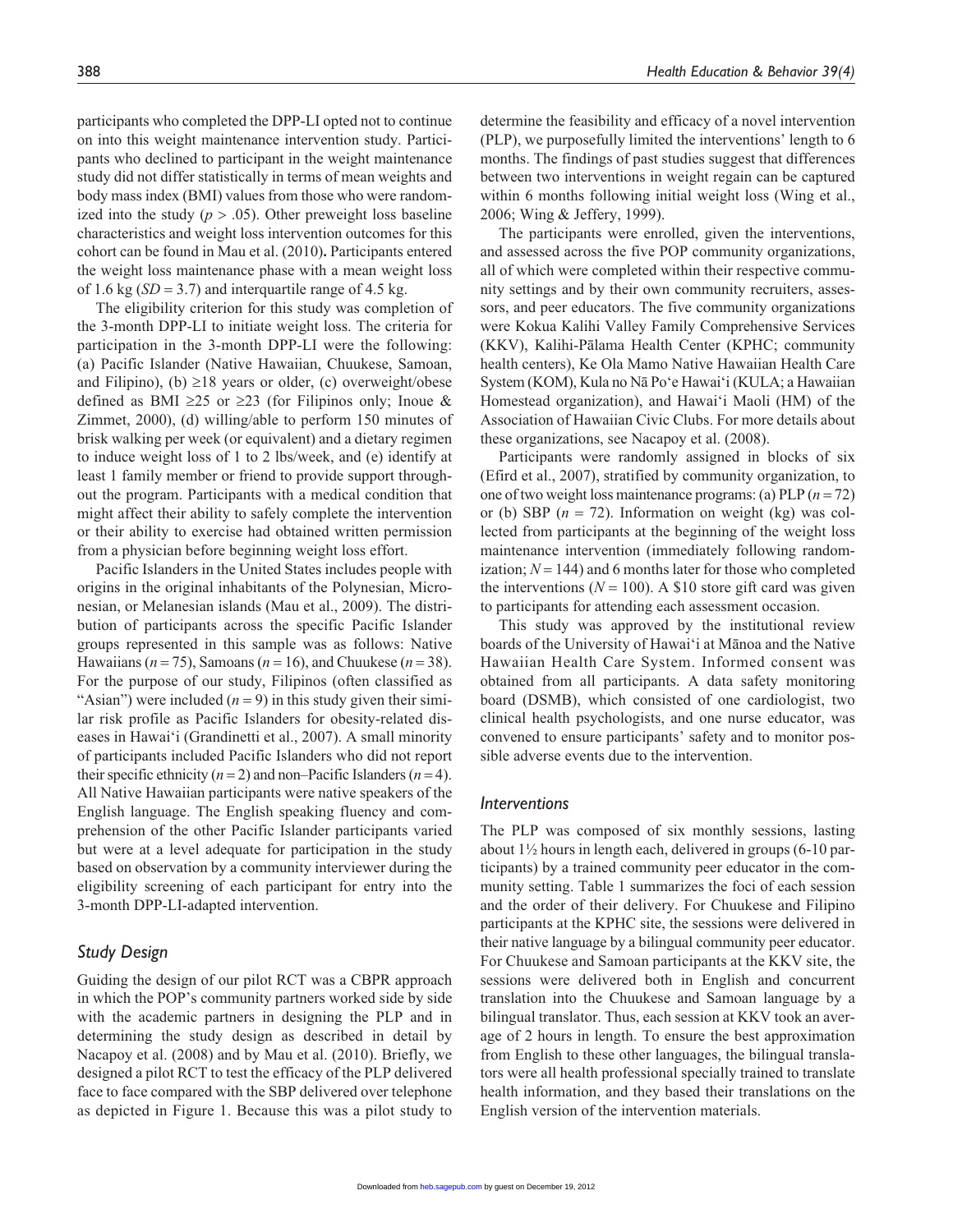participants who completed the DPP-LI opted not to continue on into this weight maintenance intervention study. Participants who declined to participant in the weight maintenance study did not differ statistically in terms of mean weights and body mass index (BMI) values from those who were randomized into the study ($p > .05$). Other preweight loss baseline characteristics and weight loss intervention outcomes for this cohort can be found in Mau et al. (2010)**.** Participants entered the weight loss maintenance phase with a mean weight loss of 1.6 kg ($SD = 3.7$) and interquartile range of 4.5 kg.

The eligibility criterion for this study was completion of the 3-month DPP-LI to initiate weight loss. The criteria for participation in the 3-month DPP-LI were the following: (a) Pacific Islander (Native Hawaiian, Chuukese, Samoan, and Filipino), (b) ≥18 years or older, (c) overweight/obese defined as BMI ≥25 or ≥23 (for Filipinos only; Inoue & Zimmet, 2000), (d) willing/able to perform 150 minutes of brisk walking per week (or equivalent) and a dietary regimen to induce weight loss of 1 to 2 lbs/week, and (e) identify at least 1 family member or friend to provide support throughout the program. Participants with a medical condition that might affect their ability to safely complete the intervention or their ability to exercise had obtained written permission from a physician before beginning weight loss effort.

Pacific Islanders in the United States includes people with origins in the original inhabitants of the Polynesian, Micronesian, or Melanesian islands (Mau et al., 2009). The distribution of participants across the specific Pacific Islander groups represented in this sample was as follows: Native Hawaiians ($n = 75$), Samoans ($n = 16$), and Chuukese ($n = 38$). For the purpose of our study, Filipinos (often classified as "Asian") were included ($n = 9$) in this study given their similar risk profile as Pacific Islanders for obesity-related diseases in Hawai'i (Grandinetti et al., 2007). A small minority of participants included Pacific Islanders who did not report their specific ethnicity ($n = 2$) and non–Pacific Islanders ($n = 4$). All Native Hawaiian participants were native speakers of the English language. The English speaking fluency and comprehension of the other Pacific Islander participants varied but were at a level adequate for participation in the study based on observation by a community interviewer during the eligibility screening of each participant for entry into the 3-month DPP-LI-adapted intervention.

### *Study Design*

Guiding the design of our pilot RCT was a CBPR approach in which the POP's community partners worked side by side with the academic partners in designing the PLP and in determining the study design as described in detail by Nacapoy et al. (2008) and by Mau et al. (2010). Briefly, we designed a pilot RCT to test the efficacy of the PLP delivered face to face compared with the SBP delivered over telephone as depicted in Figure 1. Because this was a pilot study to determine the feasibility and efficacy of a novel intervention (PLP), we purposefully limited the interventions' length to 6 months. The findings of past studies suggest that differences between two interventions in weight regain can be captured within 6 months following initial weight loss (Wing et al., 2006; Wing & Jeffery, 1999).

The participants were enrolled, given the interventions, and assessed across the five POP community organizations, all of which were completed within their respective community settings and by their own community recruiters, assessors, and peer educators. The five community organizations were Kokua Kalihi Valley Family Comprehensive Services (KKV), Kalihi-Pālama Health Center (KPHC; community health centers), Ke Ola Mamo Native Hawaiian Health Care System (KOM), Kula no Nā Po'e Hawai'i (KULA; a Hawaiian Homestead organization), and Hawai'i Maoli (HM) of the Association of Hawaiian Civic Clubs. For more details about these organizations, see Nacapoy et al. (2008).

Participants were randomly assigned in blocks of six (Efird et al., 2007), stratified by community organization, to one of two weight loss maintenance programs: (a) PLP ($n = 72$) or (b) SBP ($n = 72$). Information on weight (kg) was collected from participants at the beginning of the weight loss maintenance intervention (immediately following randomization; $N = 144$) and 6 months later for those who completed the interventions ($N = 100$). A $10 store gift card was given to participants for attending each assessment occasion.

This study was approved by the institutional review boards of the University of Hawai'i at Mānoa and the Native Hawaiian Health Care System. Informed consent was obtained from all participants. A data safety monitoring board (DSMB), which consisted of one cardiologist, two clinical health psychologists, and one nurse educator, was convened to ensure participants' safety and to monitor possible adverse events due to the intervention.

### *Interventions*

The PLP was composed of six monthly sessions, lasting about 1½ hours in length each, delivered in groups (6-10 participants) by a trained community peer educator in the community setting. Table 1 summarizes the foci of each session and the order of their delivery. For Chuukese and Filipino participants at the KPHC site, the sessions were delivered in their native language by a bilingual community peer educator. For Chuukese and Samoan participants at the KKV site, the sessions were delivered both in English and concurrent translation into the Chuukese and Samoan language by a bilingual translator. Thus, each session at KKV took an average of 2 hours in length. To ensure the best approximation from English to these other languages, the bilingual translators were all health professional specially trained to translate health information, and they based their translations on the English version of the intervention materials.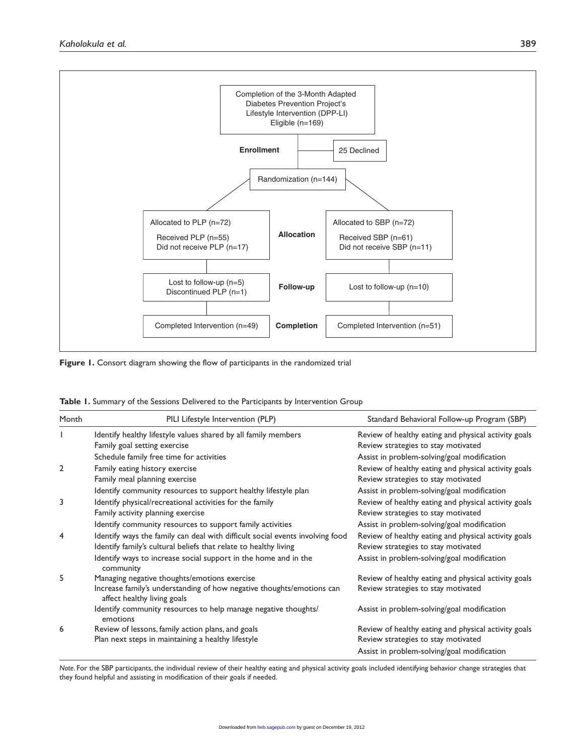Completion of the 3-Month Adapted Diabetes Prevention Project's Lifestyle Intervention (DPP-LI) Eligible (n=169)

**Enrollment**

25 Declined

Randomization (n=144)

**Allocation**

| Allocated to PLP (n=72) | Allocated to SBP (n=72) |
|---|---|
| Received PLP (n=55) | Received SBP (n=61) |
| Did not receive PLP (n=17) | Did not receive SBP (n=11) |

**Follow-up**

| PLP | SBP |
|---|---|
| Lost to follow-up (n=5) | Lost to follow-up (n=10) |
| Discontinued PLP (n=1) | |

**Completion**

| PLP | SBP |
|---|---|
| Completed Intervention (n=49) | Completed Intervention (n=51) |

**Figure 1.** Consort diagram showing the flow of participants in the randomized trial

**Table 1.** Summary of the Sessions Delivered to the Participants by Intervention Group

| Month | PILI Lifestyle Intervention (PLP) | Standard Behavioral Follow-up Program (SBP) |
|---|---|---|
| 1 | Identify healthy lifestyle values shared by all family members | Review of healthy eating and physical activity goals |
| | Family goal setting exercise | Review strategies to stay motivated |
| | Schedule family free time for activities | Assist in problem-solving/goal modification |
| 2 | Family eating history exercise | Review of healthy eating and physical activity goals |
| | Family meal planning exercise | Review strategies to stay motivated |
| | Identify community resources to support healthy lifestyle plan | Assist in problem-solving/goal modification |
| 3 | Identify physical/recreational activities for the family | Review of healthy eating and physical activity goals |
| | Family activity planning exercise | Review strategies to stay motivated |
| | Identify community resources to support family activities | Assist in problem-solving/goal modification |
| 4 | Identify ways the family can deal with difficult social events involving food | Review of healthy eating and physical activity goals |
| | Identify family's cultural beliefs that relate to healthy living | Review strategies to stay motivated |
| | Identify ways to increase social support in the home and in the community | Assist in problem-solving/goal modification |
| 5 | Managing negative thoughts/emotions exercise | Review of healthy eating and physical activity goals |
| | Increase family's understanding of how negative thoughts/emotions can affect healthy living goals | Review strategies to stay motivated |
| | Identify community resources to help manage negative thoughts/emotions | Assist in problem-solving/goal modification |
| 6 | Review of lessons, family action plans, and goals | Review of healthy eating and physical activity goals |
| | Plan next steps in maintaining a healthy lifestyle | Review strategies to stay motivated |
| | | Assist in problem-solving/goal modification |

*Note.* For the SBP participants, the individual review of their healthy eating and physical activity goals included identifying behavior change strategies that they found helpful and assisting in modification of their goals if needed.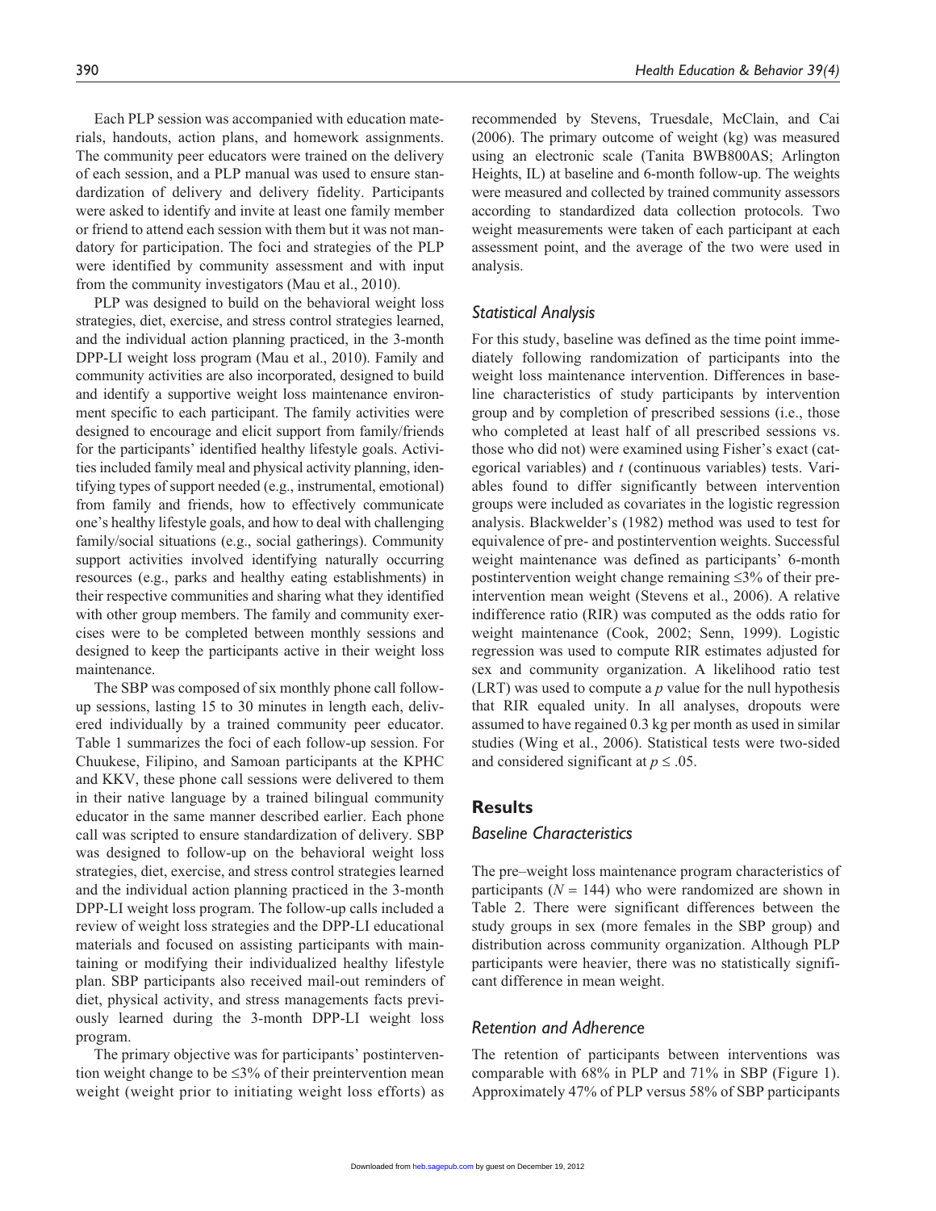Each PLP session was accompanied with education materials, handouts, action plans, and homework assignments. The community peer educators were trained on the delivery of each session, and a PLP manual was used to ensure standardization of delivery and delivery fidelity. Participants were asked to identify and invite at least one family member or friend to attend each session with them but it was not mandatory for participation. The foci and strategies of the PLP were identified by community assessment and with input from the community investigators (Mau et al., 2010).

PLP was designed to build on the behavioral weight loss strategies, diet, exercise, and stress control strategies learned, and the individual action planning practiced, in the 3-month DPP-LI weight loss program (Mau et al., 2010). Family and community activities are also incorporated, designed to build and identify a supportive weight loss maintenance environment specific to each participant. The family activities were designed to encourage and elicit support from family/friends for the participants' identified healthy lifestyle goals. Activities included family meal and physical activity planning, identifying types of support needed (e.g., instrumental, emotional) from family and friends, how to effectively communicate one's healthy lifestyle goals, and how to deal with challenging family/social situations (e.g., social gatherings). Community support activities involved identifying naturally occurring resources (e.g., parks and healthy eating establishments) in their respective communities and sharing what they identified with other group members. The family and community exercises were to be completed between monthly sessions and designed to keep the participants active in their weight loss maintenance.

The SBP was composed of six monthly phone call follow-up sessions, lasting 15 to 30 minutes in length each, delivered individually by a trained community peer educator. Table 1 summarizes the foci of each follow-up session. For Chuukese, Filipino, and Samoan participants at the KPHC and KKV, these phone call sessions were delivered to them in their native language by a trained bilingual community educator in the same manner described earlier. Each phone call was scripted to ensure standardization of delivery. SBP was designed to follow-up on the behavioral weight loss strategies, diet, exercise, and stress control strategies learned and the individual action planning practiced in the 3-month DPP-LI weight loss program. The follow-up calls included a review of weight loss strategies and the DPP-LI educational materials and focused on assisting participants with maintaining or modifying their individualized healthy lifestyle plan. SBP participants also received mail-out reminders of diet, physical activity, and stress managements facts previously learned during the 3-month DPP-LI weight loss program.

The primary objective was for participants' postintervention weight change to be ≤3% of their preintervention mean weight (weight prior to initiating weight loss efforts) as recommended by Stevens, Truesdale, McClain, and Cai (2006). The primary outcome of weight (kg) was measured using an electronic scale (Tanita BWB800AS; Arlington Heights, IL) at baseline and 6-month follow-up. The weights were measured and collected by trained community assessors according to standardized data collection protocols. Two weight measurements were taken of each participant at each assessment point, and the average of the two were used in analysis.

### *Statistical Analysis*

For this study, baseline was defined as the time point immediately following randomization of participants into the weight loss maintenance intervention. Differences in baseline characteristics of study participants by intervention group and by completion of prescribed sessions (i.e., those who completed at least half of all prescribed sessions vs. those who did not) were examined using Fisher's exact (categorical variables) and $t$ (continuous variables) tests. Variables found to differ significantly between intervention groups were included as covariates in the logistic regression analysis. Blackwelder's (1982) method was used to test for equivalence of pre- and postintervention weights. Successful weight maintenance was defined as participants' 6-month postintervention weight change remaining ≤3% of their preintervention mean weight (Stevens et al., 2006). A relative indifference ratio (RIR) was computed as the odds ratio for weight maintenance (Cook, 2002; Senn, 1999). Logistic regression was used to compute RIR estimates adjusted for sex and community organization. A likelihood ratio test (LRT) was used to compute a $p$ value for the null hypothesis that RIR equaled unity. In all analyses, dropouts were assumed to have regained 0.3 kg per month as used in similar studies (Wing et al., 2006). Statistical tests were two-sided and considered significant at $p \leq .05$.

## Results

### *Baseline Characteristics*

The pre–weight loss maintenance program characteristics of participants ($N = 144$) who were randomized are shown in Table 2. There were significant differences between the study groups in sex (more females in the SBP group) and distribution across community organization. Although PLP participants were heavier, there was no statistically significant difference in mean weight.

### *Retention and Adherence*

The retention of participants between interventions was comparable with 68% in PLP and 71% in SBP (Figure 1). Approximately 47% of PLP versus 58% of SBP participants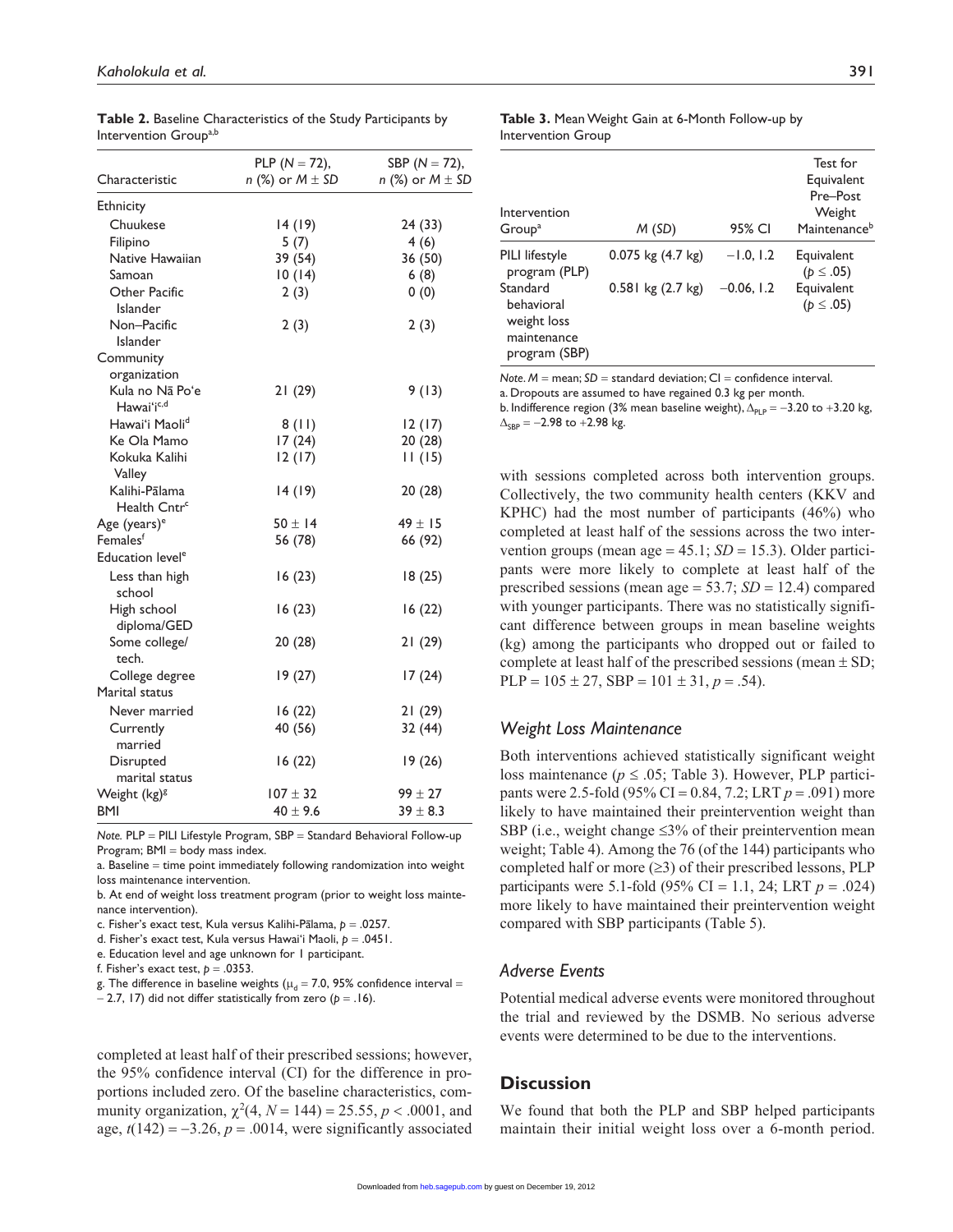**Table 2.** Baseline Characteristics of the Study Participants by Intervention Group[a,b]

| Characteristic | PLP ($N$ = 72), $n$ (%) or $M \pm SD$ | SBP ($N$ = 72), $n$ (%) or $M \pm SD$ |
|---|---|---|
| Ethnicity | | |
| Chuukese | 14 (19) | 24 (33) |
| Filipino | 5 (7) | 4 (6) |
| Native Hawaiian | 39 (54) | 36 (50) |
| Samoan | 10 (14) | 6 (8) |
| Other Pacific Islander | 2 (3) | 0 (0) |
| Non–Pacific Islander | 2 (3) | 2 (3) |
| Community organization | | |
| Kula no Nā Po'e Hawai'i[c,d] | 21 (29) | 9 (13) |
| Hawai'i Maoli[d] | 8 (11) | 12 (17) |
| Ke Ola Mamo | 17 (24) | 20 (28) |
| Kokuka Kalihi Valley | 12 (17) | 11 (15) |
| Kalihi-Pālama Health Cntr[c] | 14 (19) | 20 (28) |
| Age (years)[e] | 50 ± 14 | 49 ± 15 |
| Females[f] | 56 (78) | 66 (92) |
| Education level[e] | | |
| Less than high school | 16 (23) | 18 (25) |
| High school diploma/GED | 16 (23) | 16 (22) |
| Some college/tech. | 20 (28) | 21 (29) |
| College degree | 19 (27) | 17 (24) |
| Marital status | | |
| Never married | 16 (22) | 21 (29) |
| Currently married | 40 (56) | 32 (44) |
| Disrupted marital status | 16 (22) | 19 (26) |
| Weight (kg)[g] | 107 ± 32 | 99 ± 27 |
| BMI | 40 ± 9.6 | 39 ± 8.3 |

*Note.* PLP = PILI Lifestyle Program, SBP = Standard Behavioral Follow-up Program; BMI = body mass index.

a. Baseline = time point immediately following randomization into weight loss maintenance intervention.

b. At end of weight loss treatment program (prior to weight loss maintenance intervention).

c. Fisher's exact test, Kula versus Kalihi-Pālama, $p$ = .0257.

d. Fisher's exact test, Kula versus Hawai'i Maoli, $p$ = .0451.

e. Education level and age unknown for 1 participant.

f. Fisher's exact test, $p$ = .0353.

g. The difference in baseline weights ($\mu_d$ = 7.0, 95% confidence interval = – 2.7, 17) did not differ statistically from zero ($p$ = .16).

completed at least half of their prescribed sessions; however, the 95% confidence interval (CI) for the difference in proportions included zero. Of the baseline characteristics, community organization, $\chi^2(4, N = 144) = 25.55$, $p < .0001$, and age, $t(142) = -3.26$, $p = .0014$, were significantly associated with sessions completed across both intervention groups. Collectively, the two community health centers (KKV and KPHC) had the most number of participants (46%) who completed at least half of the sessions across the two intervention groups (mean age = 45.1; $SD$ = 15.3). Older participants were more likely to complete at least half of the prescribed sessions (mean age = 53.7; $SD$ = 12.4) compared with younger participants. There was no statistically significant difference between groups in mean baseline weights (kg) among the participants who dropped out or failed to complete at least half of the prescribed sessions (mean ± SD; PLP = 105 ± 27, SBP = 101 ± 31, $p$ = .54).

**Table 3.** Mean Weight Gain at 6-Month Follow-up by Intervention Group

| Intervention Group[a] | $M$ ($SD$) | 95% CI | Test for Equivalent Pre–Post Weight Maintenance[b] |
|---|---|---|---|
| PILI lifestyle program (PLP) | 0.075 kg (4.7 kg) | −1.0, 1.2 | Equivalent ($p \leq .05$) |
| Standard behavioral weight loss maintenance program (SBP) | 0.581 kg (2.7 kg) | −0.06, 1.2 | Equivalent ($p \leq .05$) |

*Note.* $M$ = mean; $SD$ = standard deviation; CI = confidence interval.

a. Dropouts are assumed to have regained 0.3 kg per month.

b. Indifference region (3% mean baseline weight), $\Delta_{PLP} = -3.20$ to $+3.20$ kg, $\Delta_{SBP} = -2.98$ to $+2.98$ kg.

### *Weight Loss Maintenance*

Both interventions achieved statistically significant weight loss maintenance ($p \leq .05$; Table 3). However, PLP participants were 2.5-fold (95% CI = 0.84, 7.2; LRT $p$ = .091) more likely to have maintained their preintervention weight than SBP (i.e., weight change ≤3% of their preintervention mean weight; Table 4). Among the 76 (of the 144) participants who completed half or more (≥3) of their prescribed lessons, PLP participants were 5.1-fold (95% CI = 1.1, 24; LRT $p$ = .024) more likely to have maintained their preintervention weight compared with SBP participants (Table 5).

### *Adverse Events*

Potential medical adverse events were monitored throughout the trial and reviewed by the DSMB. No serious adverse events were determined to be due to the interventions.

## Discussion

We found that both the PLP and SBP helped participants maintain their initial weight loss over a 6-month period.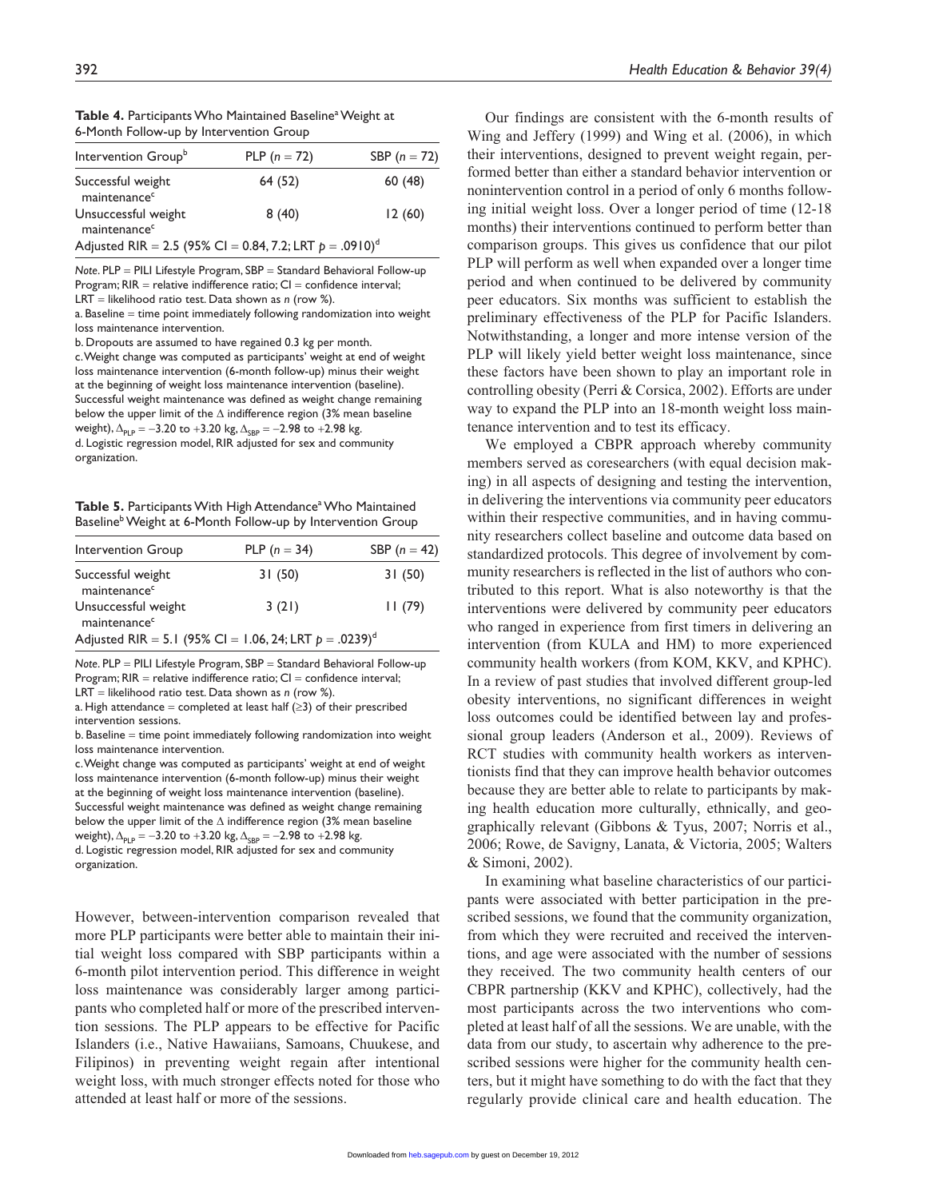**Table 4.** Participants Who Maintained Baseline[a] Weight at 6-Month Follow-up by Intervention Group

| Intervention Group[b] | PLP ($n = 72$) | SBP ($n = 72$) |
|---|---|---|
| Successful weight maintenance[c] | 64 (52) | 60 (48) |
| Unsuccessful weight maintenance[c] | 8 (40) | 12 (60) |
| Adjusted RIR = 2.5 (95% CI = 0.84, 7.2; LRT $p = .0910$)[d] | | |

*Note*. PLP = PILI Lifestyle Program, SBP = Standard Behavioral Follow-up Program; RIR = relative indifference ratio; CI = confidence interval; LRT = likelihood ratio test. Data shown as *n* (row %).

a. Baseline = time point immediately following randomization into weight loss maintenance intervention.

b. Dropouts are assumed to have regained 0.3 kg per month.

c. Weight change was computed as participants' weight at end of weight loss maintenance intervention (6-month follow-up) minus their weight at the beginning of weight loss maintenance intervention (baseline). Successful weight maintenance was defined as weight change remaining below the upper limit of the $\Delta$ indifference region (3% mean baseline weight), $\Delta_{PLP} = -3.20$ to $+3.20$ kg, $\Delta_{SBP} = -2.98$ to $+2.98$ kg.

d. Logistic regression model, RIR adjusted for sex and community organization.

**Table 5.** Participants With High Attendance[a] Who Maintained Baseline[b] Weight at 6-Month Follow-up by Intervention Group

| Intervention Group | PLP ($n = 34$) | SBP ($n = 42$) |
|---|---|---|
| Successful weight maintenance[c] | 31 (50) | 31 (50) |
| Unsuccessful weight maintenance[c] | 3 (21) | 11 (79) |
| Adjusted RIR = 5.1 (95% CI = 1.06, 24; LRT $p = .0239$)[d] | | |

*Note*. PLP = PILI Lifestyle Program, SBP = Standard Behavioral Follow-up Program; RIR = relative indifference ratio; CI = confidence interval; LRT = likelihood ratio test. Data shown as *n* (row %).

a. High attendance = completed at least half ($\geq 3$) of their prescribed intervention sessions.

b. Baseline = time point immediately following randomization into weight loss maintenance intervention.

c. Weight change was computed as participants' weight at end of weight loss maintenance intervention (6-month follow-up) minus their weight at the beginning of weight loss maintenance intervention (baseline). Successful weight maintenance was defined as weight change remaining below the upper limit of the $\Delta$ indifference region (3% mean baseline weight), $\Delta_{PLP} = -3.20$ to $+3.20$ kg, $\Delta_{SBP} = -2.98$ to $+2.98$ kg.

d. Logistic regression model, RIR adjusted for sex and community organization.

However, between-intervention comparison revealed that more PLP participants were better able to maintain their initial weight loss compared with SBP participants within a 6-month pilot intervention period. This difference in weight loss maintenance was considerably larger among participants who completed half or more of the prescribed intervention sessions. The PLP appears to be effective for Pacific Islanders (i.e., Native Hawaiians, Samoans, Chuukese, and Filipinos) in preventing weight regain after intentional weight loss, with much stronger effects noted for those who attended at least half or more of the sessions.

Our findings are consistent with the 6-month results of Wing and Jeffery (1999) and Wing et al. (2006), in which their interventions, designed to prevent weight regain, performed better than either a standard behavior intervention or nonintervention control in a period of only 6 months following initial weight loss. Over a longer period of time (12-18 months) their interventions continued to perform better than comparison groups. This gives us confidence that our pilot PLP will perform as well when expanded over a longer time period and when continued to be delivered by community peer educators. Six months was sufficient to establish the preliminary effectiveness of the PLP for Pacific Islanders. Notwithstanding, a longer and more intense version of the PLP will likely yield better weight loss maintenance, since these factors have been shown to play an important role in controlling obesity (Perri & Corsica, 2002). Efforts are under way to expand the PLP into an 18-month weight loss maintenance intervention and to test its efficacy.

We employed a CBPR approach whereby community members served as coresearchers (with equal decision making) in all aspects of designing and testing the intervention, in delivering the interventions via community peer educators within their respective communities, and in having community researchers collect baseline and outcome data based on standardized protocols. This degree of involvement by community researchers is reflected in the list of authors who contributed to this report. What is also noteworthy is that the interventions were delivered by community peer educators who ranged in experience from first timers in delivering an intervention (from KULA and HM) to more experienced community health workers (from KOM, KKV, and KPHC). In a review of past studies that involved different group-led obesity interventions, no significant differences in weight loss outcomes could be identified between lay and professional group leaders (Anderson et al., 2009). Reviews of RCT studies with community health workers as interventionists find that they can improve health behavior outcomes because they are better able to relate to participants by making health education more culturally, ethnically, and geographically relevant (Gibbons & Tyus, 2007; Norris et al., 2006; Rowe, de Savigny, Lanata, & Victoria, 2005; Walters & Simoni, 2002).

In examining what baseline characteristics of our participants were associated with better participation in the prescribed sessions, we found that the community organization, from which they were recruited and received the interventions, and age were associated with the number of sessions they received. The two community health centers of our CBPR partnership (KKV and KPHC), collectively, had the most participants across the two interventions who completed at least half of all the sessions. We are unable, with the data from our study, to ascertain why adherence to the prescribed sessions were higher for the community health centers, but it might have something to do with the fact that they regularly provide clinical care and health education. The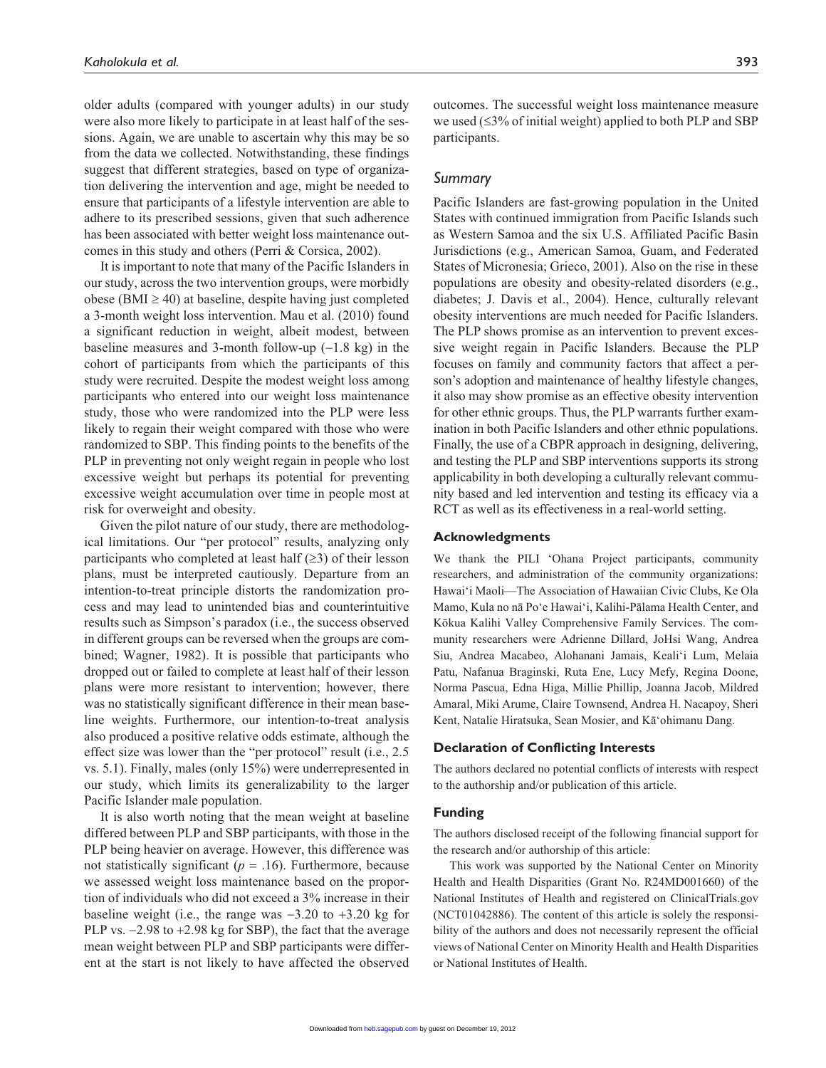older adults (compared with younger adults) in our study were also more likely to participate in at least half of the sessions. Again, we are unable to ascertain why this may be so from the data we collected. Notwithstanding, these findings suggest that different strategies, based on type of organization delivering the intervention and age, might be needed to ensure that participants of a lifestyle intervention are able to adhere to its prescribed sessions, given that such adherence has been associated with better weight loss maintenance outcomes in this study and others (Perri & Corsica, 2002).

It is important to note that many of the Pacific Islanders in our study, across the two intervention groups, were morbidly obese (BMI $\geq$ 40) at baseline, despite having just completed a 3-month weight loss intervention. Mau et al. (2010) found a significant reduction in weight, albeit modest, between baseline measures and 3-month follow-up (−1.8 kg) in the cohort of participants from which the participants of this study were recruited. Despite the modest weight loss among participants who entered into our weight loss maintenance study, those who were randomized into the PLP were less likely to regain their weight compared with those who were randomized to SBP. This finding points to the benefits of the PLP in preventing not only weight regain in people who lost excessive weight but perhaps its potential for preventing excessive weight accumulation over time in people most at risk for overweight and obesity.

Given the pilot nature of our study, there are methodological limitations. Our "per protocol" results, analyzing only participants who completed at least half ($\geq$3) of their lesson plans, must be interpreted cautiously. Departure from an intention-to-treat principle distorts the randomization process and may lead to unintended bias and counterintuitive results such as Simpson's paradox (i.e., the success observed in different groups can be reversed when the groups are combined; Wagner, 1982). It is possible that participants who dropped out or failed to complete at least half of their lesson plans were more resistant to intervention; however, there was no statistically significant difference in their mean baseline weights. Furthermore, our intention-to-treat analysis also produced a positive relative odds estimate, although the effect size was lower than the "per protocol" result (i.e., 2.5 vs. 5.1). Finally, males (only 15%) were underrepresented in our study, which limits its generalizability to the larger Pacific Islander male population.

It is also worth noting that the mean weight at baseline differed between PLP and SBP participants, with those in the PLP being heavier on average. However, this difference was not statistically significant ($p$ = .16). Furthermore, because we assessed weight loss maintenance based on the proportion of individuals who did not exceed a 3% increase in their baseline weight (i.e., the range was −3.20 to +3.20 kg for PLP vs. −2.98 to +2.98 kg for SBP), the fact that the average mean weight between PLP and SBP participants were different at the start is not likely to have affected the observed outcomes. The successful weight loss maintenance measure we used ($\leq$3% of initial weight) applied to both PLP and SBP participants.

## *Summary*

Pacific Islanders are fast-growing population in the United States with continued immigration from Pacific Islands such as Western Samoa and the six U.S. Affiliated Pacific Basin Jurisdictions (e.g., American Samoa, Guam, and Federated States of Micronesia; Grieco, 2001). Also on the rise in these populations are obesity and obesity-related disorders (e.g., diabetes; J. Davis et al., 2004). Hence, culturally relevant obesity interventions are much needed for Pacific Islanders. The PLP shows promise as an intervention to prevent excessive weight regain in Pacific Islanders. Because the PLP focuses on family and community factors that affect a person's adoption and maintenance of healthy lifestyle changes, it also may show promise as an effective obesity intervention for other ethnic groups. Thus, the PLP warrants further examination in both Pacific Islanders and other ethnic populations. Finally, the use of a CBPR approach in designing, delivering, and testing the PLP and SBP interventions supports its strong applicability in both developing a culturally relevant community based and led intervention and testing its efficacy via a RCT as well as its effectiveness in a real-world setting.

## Acknowledgments

We thank the PILI ʻOhana Project participants, community researchers, and administration of the community organizations: Hawaiʻi Maoli—The Association of Hawaiian Civic Clubs, Ke Ola Mamo, Kula no nā Poʻe Hawaiʻi, Kalihi-Pālama Health Center, and Kōkua Kalihi Valley Comprehensive Family Services. The community researchers were Adrienne Dillard, JoHsi Wang, Andrea Siu, Andrea Macabeo, Alohanani Jamais, Kealiʻi Lum, Melaia Patu, Nafanua Braginski, Ruta Ene, Lucy Mefy, Regina Doone, Norma Pascua, Edna Higa, Millie Phillip, Joanna Jacob, Mildred Amaral, Miki Arume, Claire Townsend, Andrea H. Nacapoy, Sheri Kent, Natalie Hiratsuka, Sean Mosier, and Kāʻohimanu Dang.

## Declaration of Conflicting Interests

The authors declared no potential conflicts of interests with respect to the authorship and/or publication of this article.

## Funding

The authors disclosed receipt of the following financial support for the research and/or authorship of this article:

This work was supported by the National Center on Minority Health and Health Disparities (Grant No. R24MD001660) of the National Institutes of Health and registered on ClinicalTrials.gov (NCT01042886). The content of this article is solely the responsibility of the authors and does not necessarily represent the official views of National Center on Minority Health and Health Disparities or National Institutes of Health.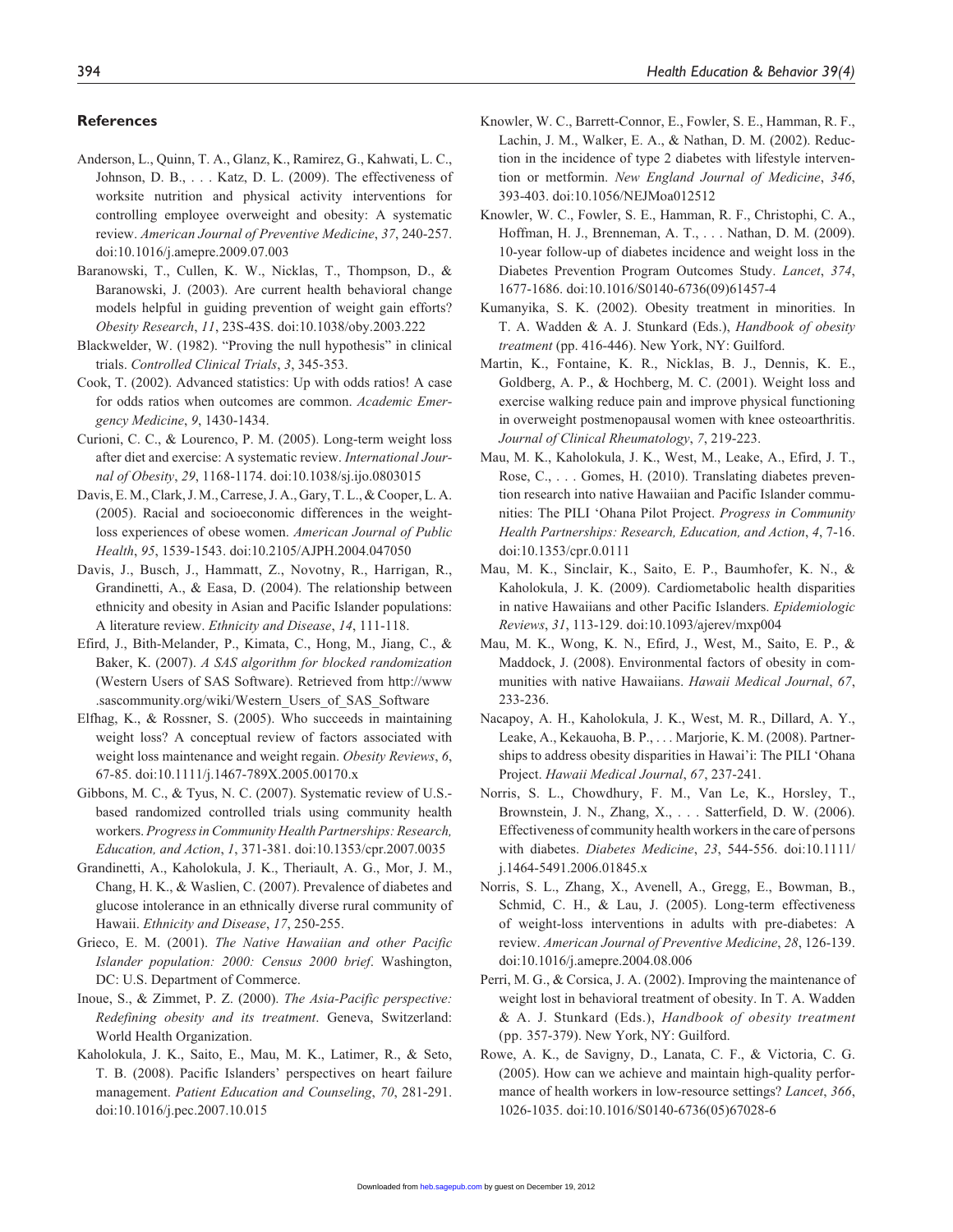## References

Anderson, L., Quinn, T. A., Glanz, K., Ramirez, G., Kahwati, L. C., Johnson, D. B., . . . Katz, D. L. (2009). The effectiveness of worksite nutrition and physical activity interventions for controlling employee overweight and obesity: A systematic review. *American Journal of Preventive Medicine*, *37*, 240-257. doi:10.1016/j.amepre.2009.07.003

Baranowski, T., Cullen, K. W., Nicklas, T., Thompson, D., & Baranowski, J. (2003). Are current health behavioral change models helpful in guiding prevention of weight gain efforts? *Obesity Research*, *11*, 23S-43S. doi:10.1038/oby.2003.222

Blackwelder, W. (1982). "Proving the null hypothesis" in clinical trials. *Controlled Clinical Trials*, *3*, 345-353.

Cook, T. (2002). Advanced statistics: Up with odds ratios! A case for odds ratios when outcomes are common. *Academic Emergency Medicine*, *9*, 1430-1434.

Curioni, C. C., & Lourenco, P. M. (2005). Long-term weight loss after diet and exercise: A systematic review. *International Journal of Obesity*, *29*, 1168-1174. doi:10.1038/sj.ijo.0803015

Davis, E. M., Clark, J. M., Carrese, J. A., Gary, T. L., & Cooper, L. A. (2005). Racial and socioeconomic differences in the weight-loss experiences of obese women. *American Journal of Public Health*, *95*, 1539-1543. doi:10.2105/AJPH.2004.047050

Davis, J., Busch, J., Hammatt, Z., Novotny, R., Harrigan, R., Grandinetti, A., & Easa, D. (2004). The relationship between ethnicity and obesity in Asian and Pacific Islander populations: A literature review. *Ethnicity and Disease*, *14*, 111-118.

Efird, J., Bith-Melander, P., Kimata, C., Hong, M., Jiang, C., & Baker, K. (2007). *A SAS algorithm for blocked randomization* (Western Users of SAS Software). Retrieved from http://www.sascommunity.org/wiki/Western_Users_of_SAS_Software

Elfhag, K., & Rossner, S. (2005). Who succeeds in maintaining weight loss? A conceptual review of factors associated with weight loss maintenance and weight regain. *Obesity Reviews*, *6*, 67-85. doi:10.1111/j.1467-789X.2005.00170.x

Gibbons, M. C., & Tyus, N. C. (2007). Systematic review of U.S.-based randomized controlled trials using community health workers. *Progress in Community Health Partnerships: Research, Education, and Action*, *1*, 371-381. doi:10.1353/cpr.2007.0035

Grandinetti, A., Kaholokula, J. K., Theriault, A. G., Mor, J. M., Chang, H. K., & Waslien, C. (2007). Prevalence of diabetes and glucose intolerance in an ethnically diverse rural community of Hawaii. *Ethnicity and Disease*, *17*, 250-255.

Grieco, E. M. (2001). *The Native Hawaiian and other Pacific Islander population: 2000: Census 2000 brief*. Washington, DC: U.S. Department of Commerce.

Inoue, S., & Zimmet, P. Z. (2000). *The Asia-Pacific perspective: Redefining obesity and its treatment*. Geneva, Switzerland: World Health Organization.

Kaholokula, J. K., Saito, E., Mau, M. K., Latimer, R., & Seto, T. B. (2008). Pacific Islanders' perspectives on heart failure management. *Patient Education and Counseling*, *70*, 281-291. doi:10.1016/j.pec.2007.10.015

Knowler, W. C., Barrett-Connor, E., Fowler, S. E., Hamman, R. F., Lachin, J. M., Walker, E. A., & Nathan, D. M. (2002). Reduction in the incidence of type 2 diabetes with lifestyle intervention or metformin. *New England Journal of Medicine*, *346*, 393-403. doi:10.1056/NEJMoa012512

Knowler, W. C., Fowler, S. E., Hamman, R. F., Christophi, C. A., Hoffman, H. J., Brenneman, A. T., . . . Nathan, D. M. (2009). 10-year follow-up of diabetes incidence and weight loss in the Diabetes Prevention Program Outcomes Study. *Lancet*, *374*, 1677-1686. doi:10.1016/S0140-6736(09)61457-4

Kumanyika, S. K. (2002). Obesity treatment in minorities. In T. A. Wadden & A. J. Stunkard (Eds.), *Handbook of obesity treatment* (pp. 416-446). New York, NY: Guilford.

Martin, K., Fontaine, K. R., Nicklas, B. J., Dennis, K. E., Goldberg, A. P., & Hochberg, M. C. (2001). Weight loss and exercise walking reduce pain and improve physical functioning in overweight postmenopausal women with knee osteoarthritis. *Journal of Clinical Rheumatology*, *7*, 219-223.

Mau, M. K., Kaholokula, J. K., West, M., Leake, A., Efird, J. T., Rose, C., . . . Gomes, H. (2010). Translating diabetes prevention research into native Hawaiian and Pacific Islander communities: The PILI 'Ohana Pilot Project. *Progress in Community Health Partnerships: Research, Education, and Action*, *4*, 7-16. doi:10.1353/cpr.0.0111

Mau, M. K., Sinclair, K., Saito, E. P., Baumhofer, K. N., & Kaholokula, J. K. (2009). Cardiometabolic health disparities in native Hawaiians and other Pacific Islanders. *Epidemiologic Reviews*, *31*, 113-129. doi:10.1093/ajerev/mxp004

Mau, M. K., Wong, K. N., Efird, J., West, M., Saito, E. P., & Maddock, J. (2008). Environmental factors of obesity in communities with native Hawaiians. *Hawaii Medical Journal*, *67*, 233-236.

Nacapoy, A. H., Kaholokula, J. K., West, M. R., Dillard, A. Y., Leake, A., Kekauoha, B. P., . . . Marjorie, K. M. (2008). Partnerships to address obesity disparities in Hawai'i: The PILI 'Ohana Project. *Hawaii Medical Journal*, *67*, 237-241.

Norris, S. L., Chowdhury, F. M., Van Le, K., Horsley, T., Brownstein, J. N., Zhang, X., . . . Satterfield, D. W. (2006). Effectiveness of community health workers in the care of persons with diabetes. *Diabetes Medicine*, *23*, 544-556. doi:10.1111/j.1464-5491.2006.01845.x

Norris, S. L., Zhang, X., Avenell, A., Gregg, E., Bowman, B., Schmid, C. H., & Lau, J. (2005). Long-term effectiveness of weight-loss interventions in adults with pre-diabetes: A review. *American Journal of Preventive Medicine*, *28*, 126-139. doi:10.1016/j.amepre.2004.08.006

Perri, M. G., & Corsica, J. A. (2002). Improving the maintenance of weight lost in behavioral treatment of obesity. In T. A. Wadden & A. J. Stunkard (Eds.), *Handbook of obesity treatment* (pp. 357-379). New York, NY: Guilford.

Rowe, A. K., de Savigny, D., Lanata, C. F., & Victoria, C. G. (2005). How can we achieve and maintain high-quality performance of health workers in low-resource settings? *Lancet*, *366*, 1026-1035. doi:10.1016/S0140-6736(05)67028-6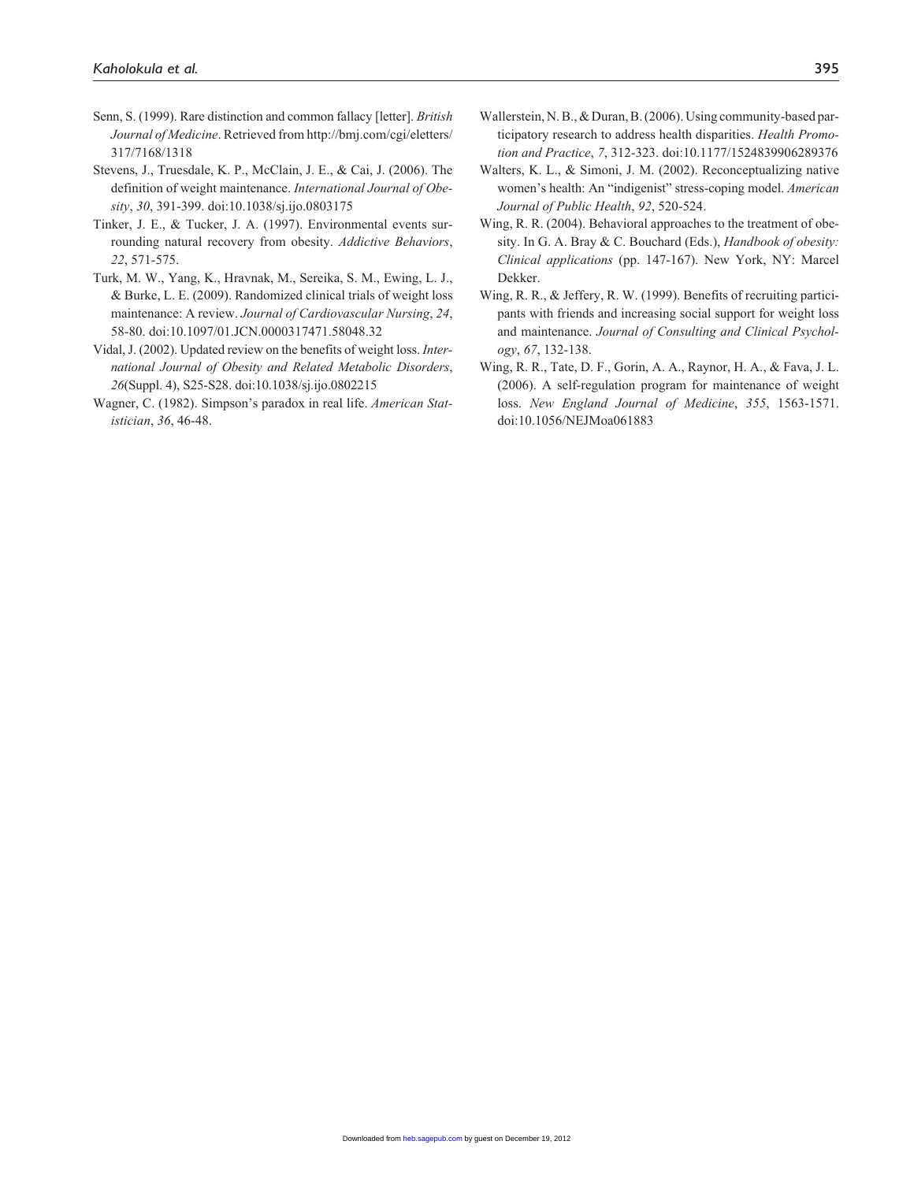Senn, S. (1999). Rare distinction and common fallacy [letter]. *British Journal of Medicine*. Retrieved from http://bmj.com/cgi/eletters/317/7168/1318

Stevens, J., Truesdale, K. P., McClain, J. E., & Cai, J. (2006). The definition of weight maintenance. *International Journal of Obesity*, *30*, 391-399. doi:10.1038/sj.ijo.0803175

Tinker, J. E., & Tucker, J. A. (1997). Environmental events surrounding natural recovery from obesity. *Addictive Behaviors*, *22*, 571-575.

Turk, M. W., Yang, K., Hravnak, M., Sereika, S. M., Ewing, L. J., & Burke, L. E. (2009). Randomized clinical trials of weight loss maintenance: A review. *Journal of Cardiovascular Nursing*, *24*, 58-80. doi:10.1097/01.JCN.0000317471.58048.32

Vidal, J. (2002). Updated review on the benefits of weight loss. *International Journal of Obesity and Related Metabolic Disorders*, *26*(Suppl. 4), S25-S28. doi:10.1038/sj.ijo.0802215

Wagner, C. (1982). Simpson's paradox in real life. *American Statistician*, *36*, 46-48.

Wallerstein, N. B., & Duran, B. (2006). Using community-based participatory research to address health disparities. *Health Promotion and Practice*, *7*, 312-323. doi:10.1177/1524839906289376

Walters, K. L., & Simoni, J. M. (2002). Reconceptualizing native women's health: An "indigenist" stress-coping model. *American Journal of Public Health*, *92*, 520-524.

Wing, R. R. (2004). Behavioral approaches to the treatment of obesity. In G. A. Bray & C. Bouchard (Eds.), *Handbook of obesity: Clinical applications* (pp. 147-167). New York, NY: Marcel Dekker.

Wing, R. R., & Jeffery, R. W. (1999). Benefits of recruiting participants with friends and increasing social support for weight loss and maintenance. *Journal of Consulting and Clinical Psychology*, *67*, 132-138.

Wing, R. R., Tate, D. F., Gorin, A. A., Raynor, H. A., & Fava, J. L. (2006). A self-regulation program for maintenance of weight loss. *New England Journal of Medicine*, *355*, 1563-1571. doi:10.1056/NEJMoa061883